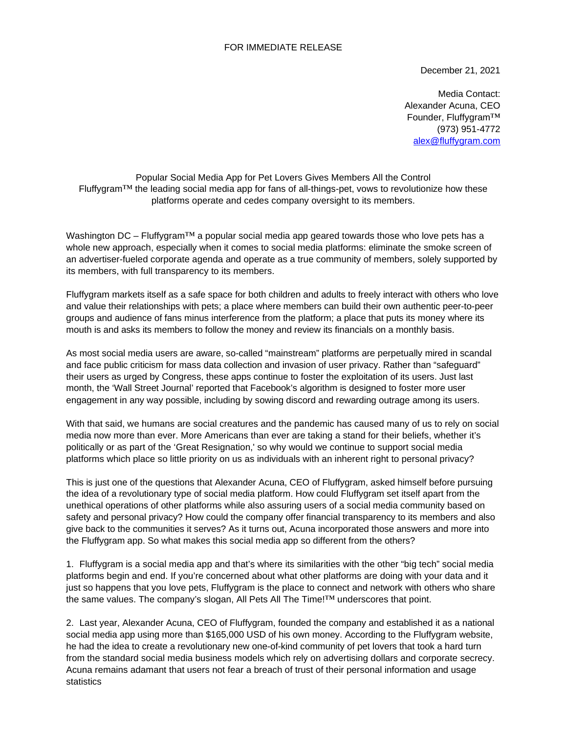FOR IMMEDIATE RELEASE

December 21, 2021

Media Contact:
Alexander Acuna, CEO
Founder, Fluffygram™
(973) 951-4772
alex@fluffygram.com

**Popular Social Media App for Pet Lovers Gives Members All the Control**
Fluffygram™ the leading social media app for fans of all-things-pet, vows to revolutionize how these platforms operate and cedes company oversight to its members.

Washington DC – Fluffygram™ a popular social media app geared towards those who love pets has a whole new approach, especially when it comes to social media platforms: eliminate the smoke screen of an advertiser-fueled corporate agenda and operate as a true community of members, solely supported by its members, with full transparency to its members.

Fluffygram markets itself as a safe space for both children and adults to freely interact with others who love and value their relationships with pets; a place where members can build their own authentic peer-to-peer groups and audience of fans minus interference from the platform; a place that puts its money where its mouth is and asks its members to follow the money and review its financials on a monthly basis.

As most social media users are aware, so-called "mainstream" platforms are perpetually mired in scandal and face public criticism for mass data collection and invasion of user privacy. Rather than "safeguard" their users as urged by Congress, these apps continue to foster the exploitation of its users. Just last month, the 'Wall Street Journal' reported that Facebook's algorithm is designed to foster more user engagement in any way possible, including by sowing discord and rewarding outrage among its users.

With that said, we humans are social creatures and the pandemic has caused many of us to rely on social media now more than ever. More Americans than ever are taking a stand for their beliefs, whether it's politically or as part of the 'Great Resignation,' so why would we continue to support social media platforms which place so little priority on us as individuals with an inherent right to personal privacy?

This is just one of the questions that Alexander Acuna, CEO of Fluffygram, asked himself before pursuing the idea of a revolutionary type of social media platform. How could Fluffygram set itself apart from the unethical operations of other platforms while also assuring users of a social media community based on safety and personal privacy? How could the company offer financial transparency to its members and also give back to the communities it serves? As it turns out, Acuna incorporated those answers and more into the Fluffygram app. So what makes this social media app so different from the others?

1. Fluffygram is a social media app and that's where its similarities with the other "big tech" social media platforms begin and end. If you're concerned about what other platforms are doing with your data and it just so happens that you love pets, Fluffygram is the place to connect and network with others who share the same values. The company's slogan, All Pets All The Time!™ underscores that point.

2. Last year, Alexander Acuna, CEO of Fluffygram, founded the company and established it as a national social media app using more than $165,000 USD of his own money. According to the Fluffygram website, he had the idea to create a revolutionary new one-of-kind community of pet lovers that took a hard turn from the standard social media business models which rely on advertising dollars and corporate secrecy. Acuna remains adamant that users not fear a breach of trust of their personal information and usage statistics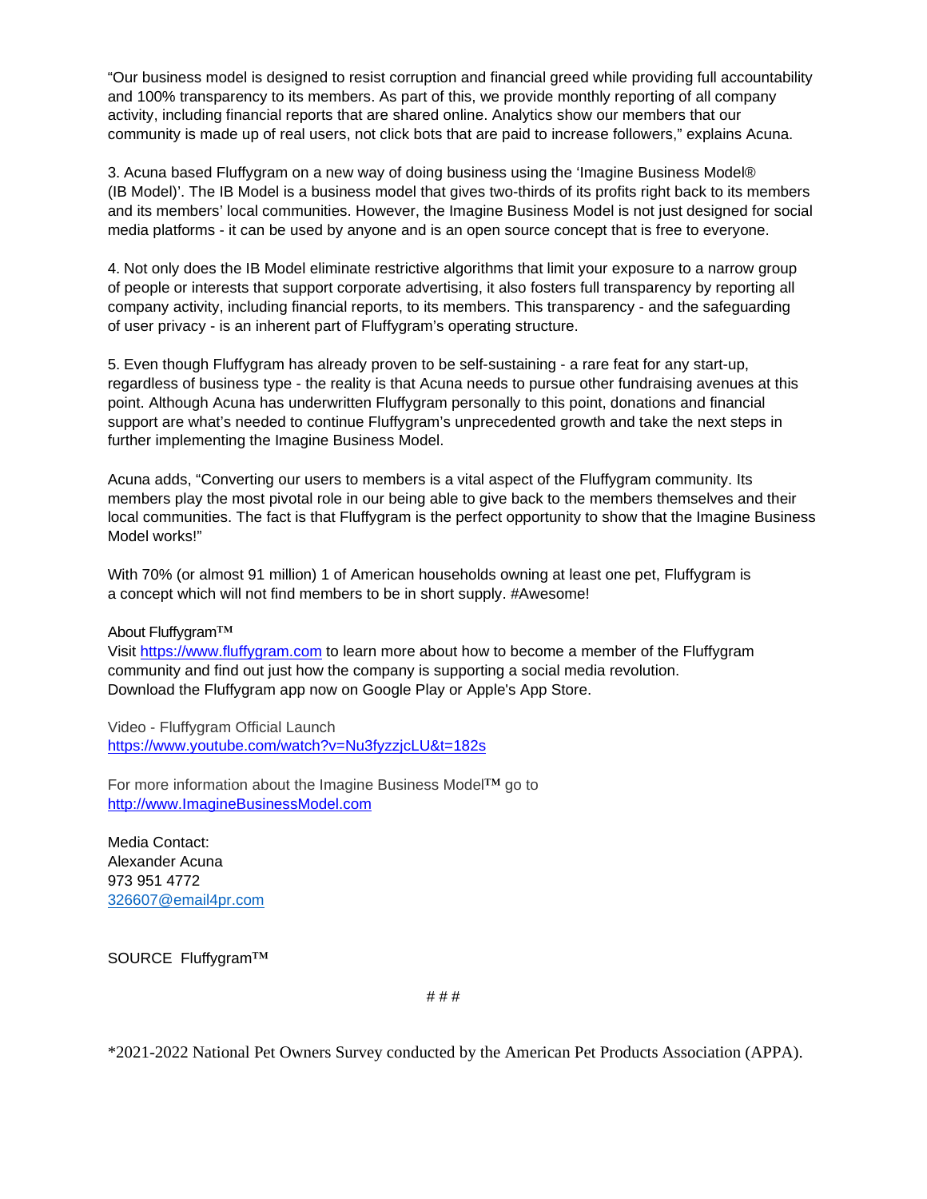"Our business model is designed to resist corruption and financial greed while providing full accountability and 100% transparency to its members. As part of this, we provide monthly reporting of all company activity, including financial reports that are shared online. Analytics show our members that our community is made up of real users, not click bots that are paid to increase followers," explains Acuna.

3. Acuna based Fluffygram on a new way of doing business using the 'Imagine Business Model® (IB Model)'. The IB Model is a business model that gives two-thirds of its profits right back to its members and its members' local communities. However, the Imagine Business Model is not just designed for social media platforms - it can be used by anyone and is an open source concept that is free to everyone.

4. Not only does the IB Model eliminate restrictive algorithms that limit your exposure to a narrow group of people or interests that support corporate advertising, it also fosters full transparency by reporting all company activity, including financial reports, to its members. This transparency - and the safeguarding of user privacy - is an inherent part of Fluffygram's operating structure.

5. Even though Fluffygram has already proven to be self-sustaining - a rare feat for any start-up, regardless of business type - the reality is that Acuna needs to pursue other fundraising avenues at this point. Although Acuna has underwritten Fluffygram personally to this point, donations and financial support are what's needed to continue Fluffygram's unprecedented growth and take the next steps in further implementing the Imagine Business Model.

Acuna adds, "Converting our users to members is a vital aspect of the Fluffygram community. Its members play the most pivotal role in our being able to give back to the members themselves and their local communities. The fact is that Fluffygram is the perfect opportunity to show that the Imagine Business Model works!"

With 70% (or almost 91 million) 1 of American households owning at least one pet, Fluffygram is a concept which will not find members to be in short supply. #Awesome!

About Fluffygram™
Visit https://www.fluffygram.com to learn more about how to become a member of the Fluffygram community and find out just how the company is supporting a social media revolution.
Download the Fluffygram app now on Google Play or Apple's App Store.

Video - Fluffygram Official Launch
https://www.youtube.com/watch?v=Nu3fyzzjcLU&t=182s

For more information about the Imagine Business Model™ go to
http://www.ImagineBusinessModel.com

Media Contact:
Alexander Acuna
973 951 4772
326607@email4pr.com

SOURCE Fluffygram™

# # #

*2021-2022 National Pet Owners Survey conducted by the American Pet Products Association (APPA).